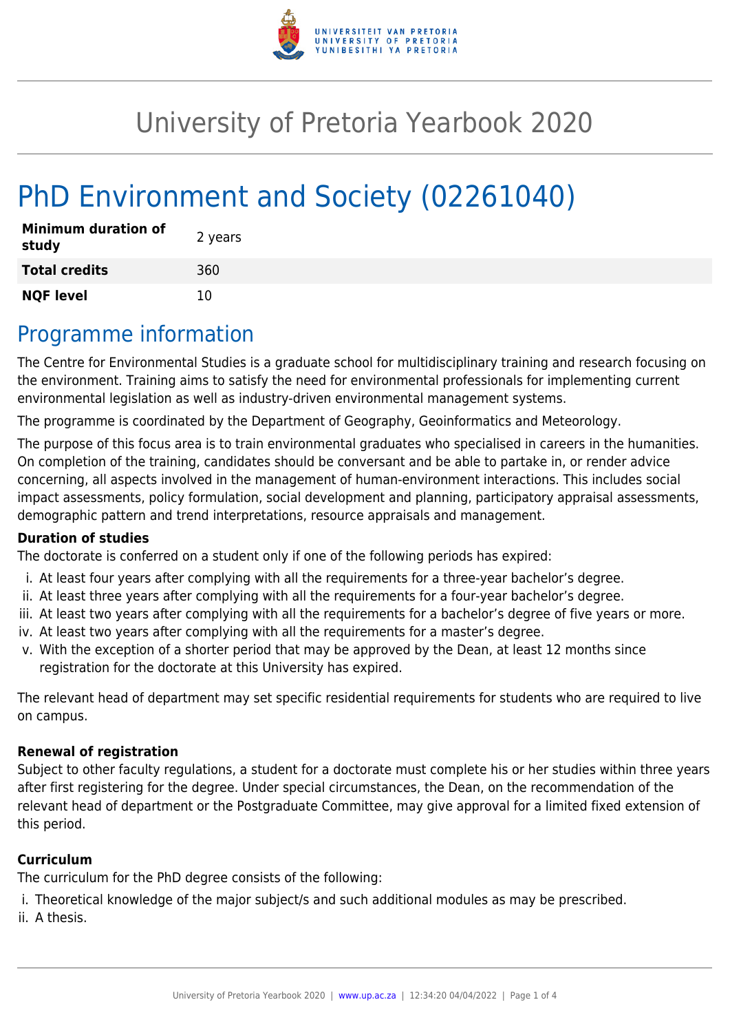# University of Pretoria Yearbook 2020

# PhD Environment and Society (02261040)

| | |
|---|---|
| **Minimum duration of study** | 2 years |
| **Total credits** | 360 |
| **NQF level** | 10 |

## Programme information

The Centre for Environmental Studies is a graduate school for multidisciplinary training and research focusing on the environment. Training aims to satisfy the need for environmental professionals for implementing current environmental legislation as well as industry-driven environmental management systems.

The programme is coordinated by the Department of Geography, Geoinformatics and Meteorology.

The purpose of this focus area is to train environmental graduates who specialised in careers in the humanities. On completion of the training, candidates should be conversant and be able to partake in, or render advice concerning, all aspects involved in the management of human-environment interactions. This includes social impact assessments, policy formulation, social development and planning, participatory appraisal assessments, demographic pattern and trend interpretations, resource appraisals and management.

**Duration of studies**

The doctorate is conferred on a student only if one of the following periods has expired:

i. At least four years after complying with all the requirements for a three-year bachelor's degree.
ii. At least three years after complying with all the requirements for a four-year bachelor's degree.
iii. At least two years after complying with all the requirements for a bachelor's degree of five years or more.
iv. At least two years after complying with all the requirements for a master's degree.
v. With the exception of a shorter period that may be approved by the Dean, at least 12 months since registration for the doctorate at this University has expired.

The relevant head of department may set specific residential requirements for students who are required to live on campus.

**Renewal of registration**

Subject to other faculty regulations, a student for a doctorate must complete his or her studies within three years after first registering for the degree. Under special circumstances, the Dean, on the recommendation of the relevant head of department or the Postgraduate Committee, may give approval for a limited fixed extension of this period.

**Curriculum**

The curriculum for the PhD degree consists of the following:

i. Theoretical knowledge of the major subject/s and such additional modules as may be prescribed.
ii. A thesis.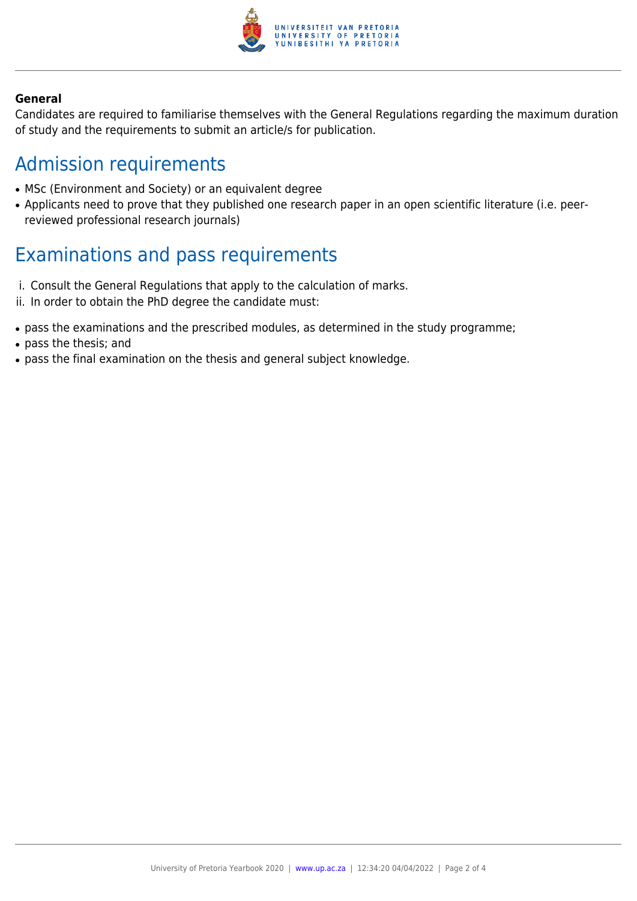**General**

Candidates are required to familiarise themselves with the General Regulations regarding the maximum duration of study and the requirements to submit an article/s for publication.

## Admission requirements

- MSc (Environment and Society) or an equivalent degree
- Applicants need to prove that they published one research paper in an open scientific literature (i.e. peer-reviewed professional research journals)

## Examinations and pass requirements

i. Consult the General Regulations that apply to the calculation of marks.
ii. In order to obtain the PhD degree the candidate must:

- pass the examinations and the prescribed modules, as determined in the study programme;
- pass the thesis; and
- pass the final examination on the thesis and general subject knowledge.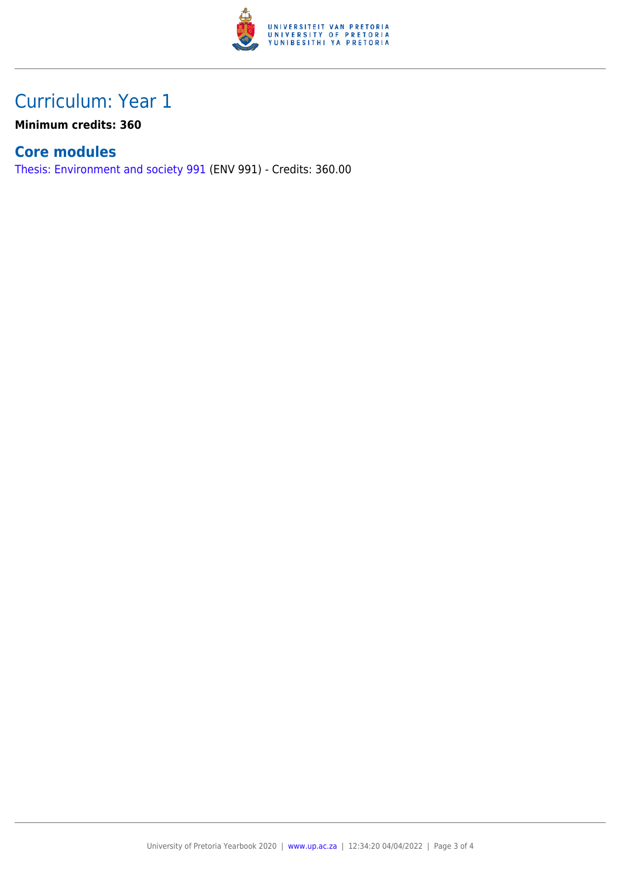# Curriculum: Year 1

**Minimum credits: 360**

## Core modules

Thesis: Environment and society 991 (ENV 991) - Credits: 360.00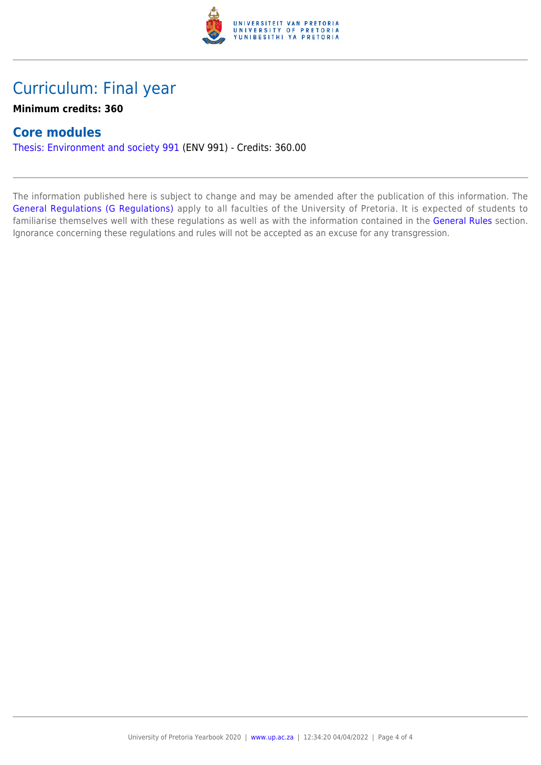## Curriculum: Final year

**Minimum credits: 360**

### Core modules

Thesis: Environment and society 991 (ENV 991) - Credits: 360.00

The information published here is subject to change and may be amended after the publication of this information. The General Regulations (G Regulations) apply to all faculties of the University of Pretoria. It is expected of students to familiarise themselves well with these regulations as well as with the information contained in the General Rules section. Ignorance concerning these regulations and rules will not be accepted as an excuse for any transgression.